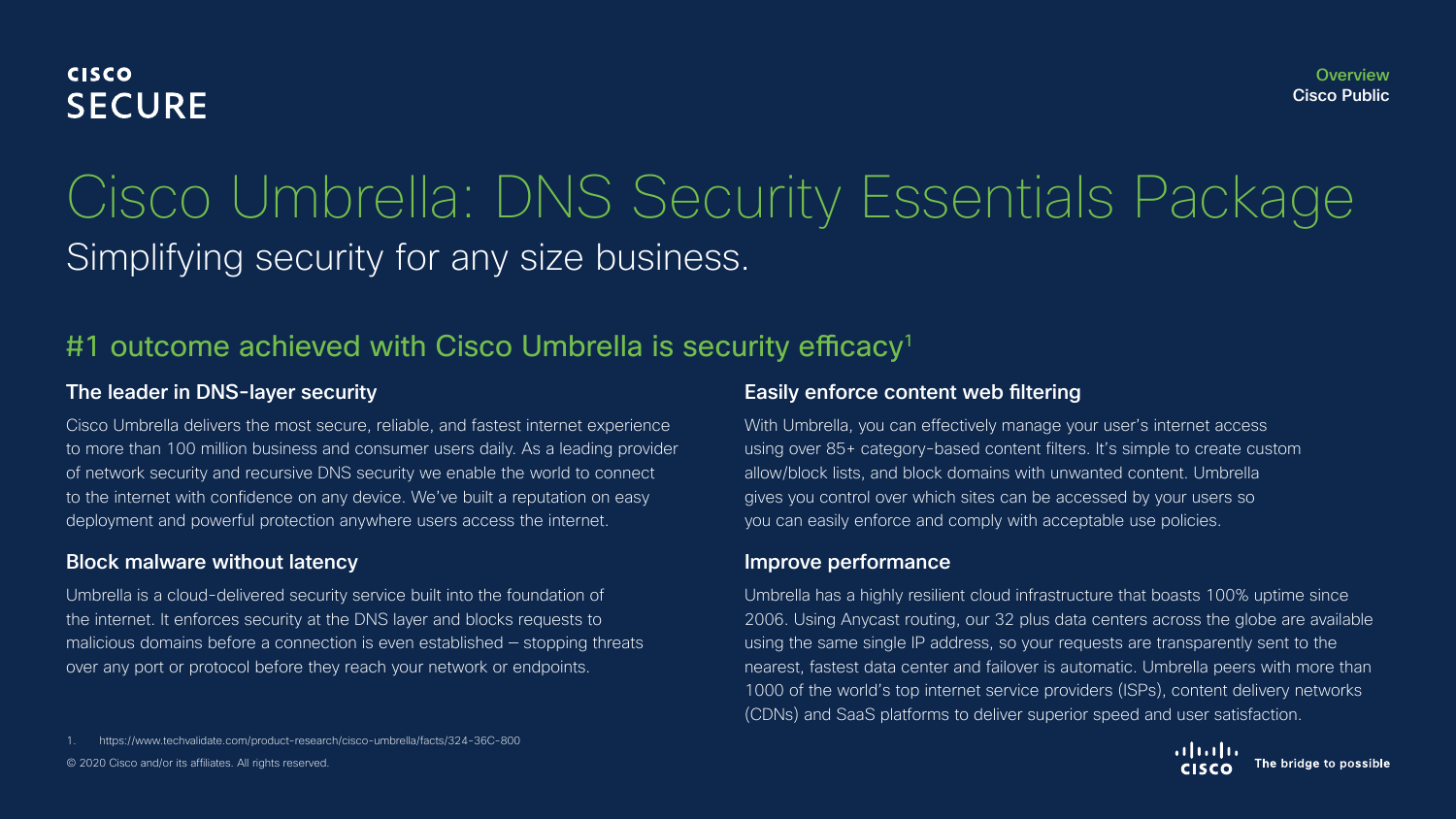# Cisco Umbrella: DNS Security Essentials Package

Simplifying security for any size business.

## #1 outcome achieved with Cisco Umbrella is security efficacy[1]

### The leader in DNS-layer security

Cisco Umbrella delivers the most secure, reliable, and fastest internet experience to more than 100 million business and consumer users daily. As a leading provider of network security and recursive DNS security we enable the world to connect to the internet with confidence on any device. We've built a reputation on easy deployment and powerful protection anywhere users access the internet.

### Block malware without latency

Umbrella is a cloud-delivered security service built into the foundation of the internet. It enforces security at the DNS layer and blocks requests to malicious domains before a connection is even established – stopping threats over any port or protocol before they reach your network or endpoints.

### Easily enforce content web filtering

With Umbrella, you can effectively manage your user's internet access using over 85+ category-based content filters. It's simple to create custom allow/block lists, and block domains with unwanted content. Umbrella gives you control over which sites can be accessed by your users so you can easily enforce and comply with acceptable use policies.

### Improve performance

Umbrella has a highly resilient cloud infrastructure that boasts 100% uptime since 2006. Using Anycast routing, our 32 plus data centers across the globe are available using the same single IP address, so your requests are transparently sent to the nearest, fastest data center and failover is automatic. Umbrella peers with more than 1000 of the world's top internet service providers (ISPs), content delivery networks (CDNs) and SaaS platforms to deliver superior speed and user satisfaction.

1. https://www.techvalidate.com/product-research/cisco-umbrella/facts/324-36C-800

© 2020 Cisco and/or its affiliates. All rights reserved.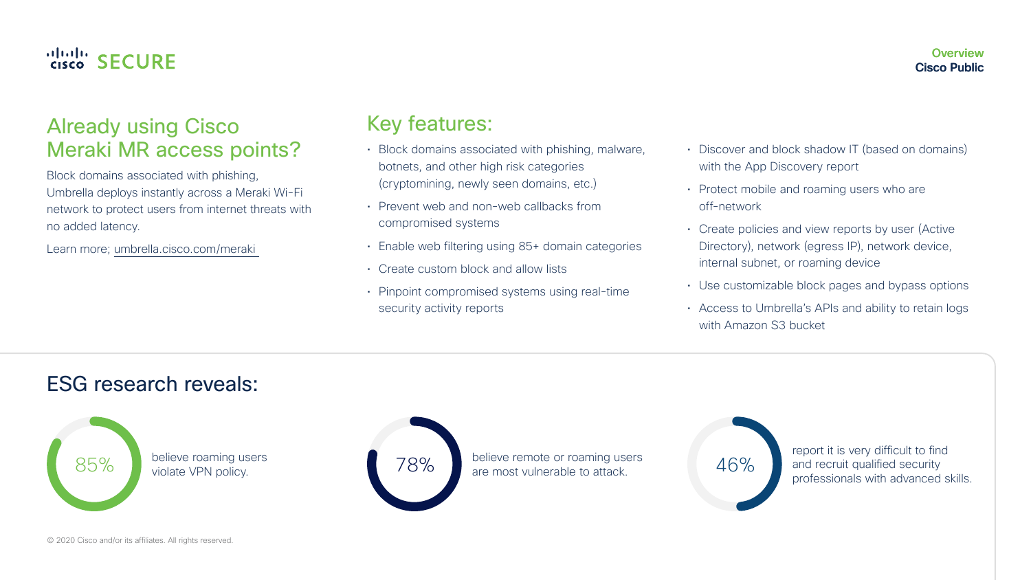## Already using Cisco Meraki MR access points?

Block domains associated with phishing, Umbrella deploys instantly across a Meraki Wi-Fi network to protect users from internet threats with no added latency.

Learn more; umbrella.cisco.com/meraki

## Key features:

- Block domains associated with phishing, malware, botnets, and other high risk categories (cryptomining, newly seen domains, etc.)
- Prevent web and non-web callbacks from compromised systems
- Enable web filtering using 85+ domain categories
- Create custom block and allow lists
- Pinpoint compromised systems using real-time security activity reports
- Discover and block shadow IT (based on domains) with the App Discovery report
- Protect mobile and roaming users who are off-network
- Create policies and view reports by user (Active Directory), network (egress IP), network device, internal subnet, or roaming device
- Use customizable block pages and bypass options
- Access to Umbrella's APIs and ability to retain logs with Amazon S3 bucket

## ESG research reveals:

85% believe roaming users violate VPN policy.

78% believe remote or roaming users are most vulnerable to attack.

46% report it is very difficult to find and recruit qualified security professionals with advanced skills.

© 2020 Cisco and/or its affiliates. All rights reserved.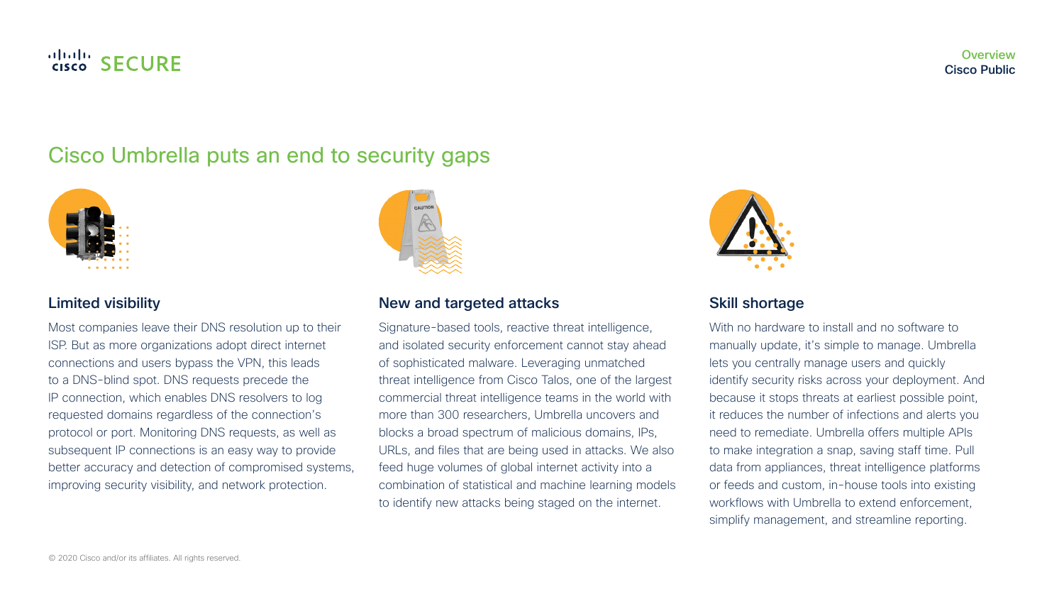# Cisco Umbrella puts an end to security gaps

### Limited visibility

Most companies leave their DNS resolution up to their ISP. But as more organizations adopt direct internet connections and users bypass the VPN, this leads to a DNS-blind spot. DNS requests precede the IP connection, which enables DNS resolvers to log requested domains regardless of the connection's protocol or port. Monitoring DNS requests, as well as subsequent IP connections is an easy way to provide better accuracy and detection of compromised systems, improving security visibility, and network protection.

### New and targeted attacks

Signature-based tools, reactive threat intelligence, and isolated security enforcement cannot stay ahead of sophisticated malware. Leveraging unmatched threat intelligence from Cisco Talos, one of the largest commercial threat intelligence teams in the world with more than 300 researchers, Umbrella uncovers and blocks a broad spectrum of malicious domains, IPs, URLs, and files that are being used in attacks. We also feed huge volumes of global internet activity into a combination of statistical and machine learning models to identify new attacks being staged on the internet.

### Skill shortage

With no hardware to install and no software to manually update, it's simple to manage. Umbrella lets you centrally manage users and quickly identify security risks across your deployment. And because it stops threats at earliest possible point, it reduces the number of infections and alerts you need to remediate. Umbrella offers multiple APIs to make integration a snap, saving staff time. Pull data from appliances, threat intelligence platforms or feeds and custom, in-house tools into existing workflows with Umbrella to extend enforcement, simplify management, and streamline reporting.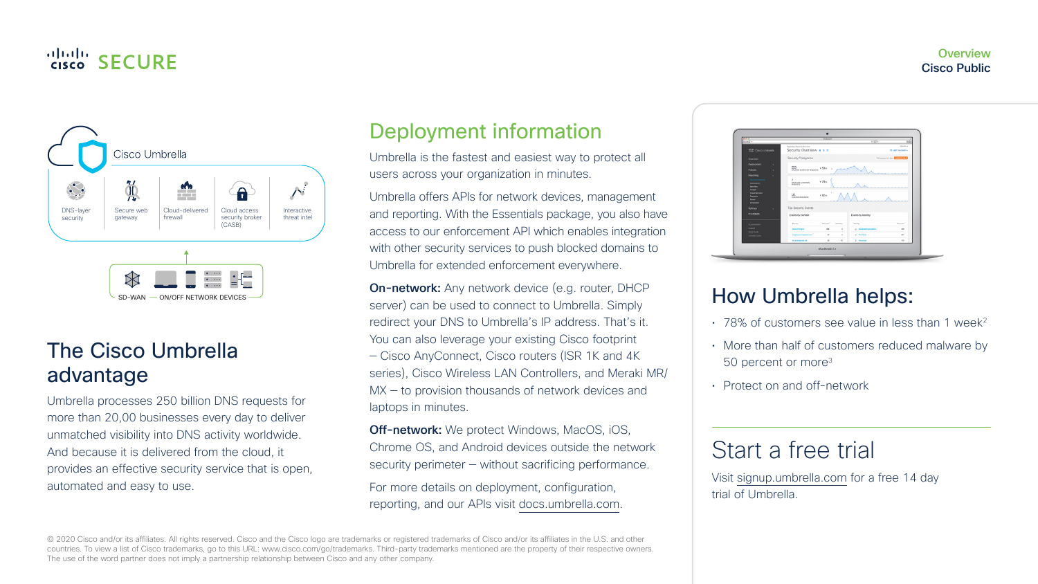Cisco Umbrella

DNS-layer security

Secure web gateway

Cloud-delivered firewall

Cloud access security broker (CASB)

Interactive threat intel

SD-WAN — ON/OFF NETWORK DEVICES

## The Cisco Umbrella advantage

Umbrella processes 250 billion DNS requests for more than 20,00 businesses every day to deliver unmatched visibility into DNS activity worldwide. And because it is delivered from the cloud, it provides an effective security service that is open, automated and easy to use.

## Deployment information

Umbrella is the fastest and easiest way to protect all users across your organization in minutes.

Umbrella offers APIs for network devices, management and reporting. With the Essentials package, you also have access to our enforcement API which enables integration with other security services to push blocked domains to Umbrella for extended enforcement everywhere.

**On-network:** Any network device (e.g. router, DHCP server) can be used to connect to Umbrella. Simply redirect your DNS to Umbrella's IP address. That's it. You can also leverage your existing Cisco footprint – Cisco AnyConnect, Cisco routers (ISR 1K and 4K series), Cisco Wireless LAN Controllers, and Meraki MR/MX – to provision thousands of network devices and laptops in minutes.

**Off-network:** We protect Windows, MacOS, iOS, Chrome OS, and Android devices outside the network security perimeter – without sacrificing performance.

For more details on deployment, configuration, reporting, and our APIs visit docs.umbrella.com.

## How Umbrella helps:

- 78% of customers see value in less than 1 week[2]
- More than half of customers reduced malware by 50 percent or more[3]
- Protect on and off-network

## Start a free trial

Visit signup.umbrella.com for a free 14 day trial of Umbrella.

© 2020 Cisco and/or its affiliates. All rights reserved. Cisco and the Cisco logo are trademarks or registered trademarks of Cisco and/or its affiliates in the U.S. and other countries. To view a list of Cisco trademarks, go to this URL: www.cisco.com/go/trademarks. Third-party trademarks mentioned are the property of their respective owners. The use of the word partner does not imply a partnership relationship between Cisco and any other company.